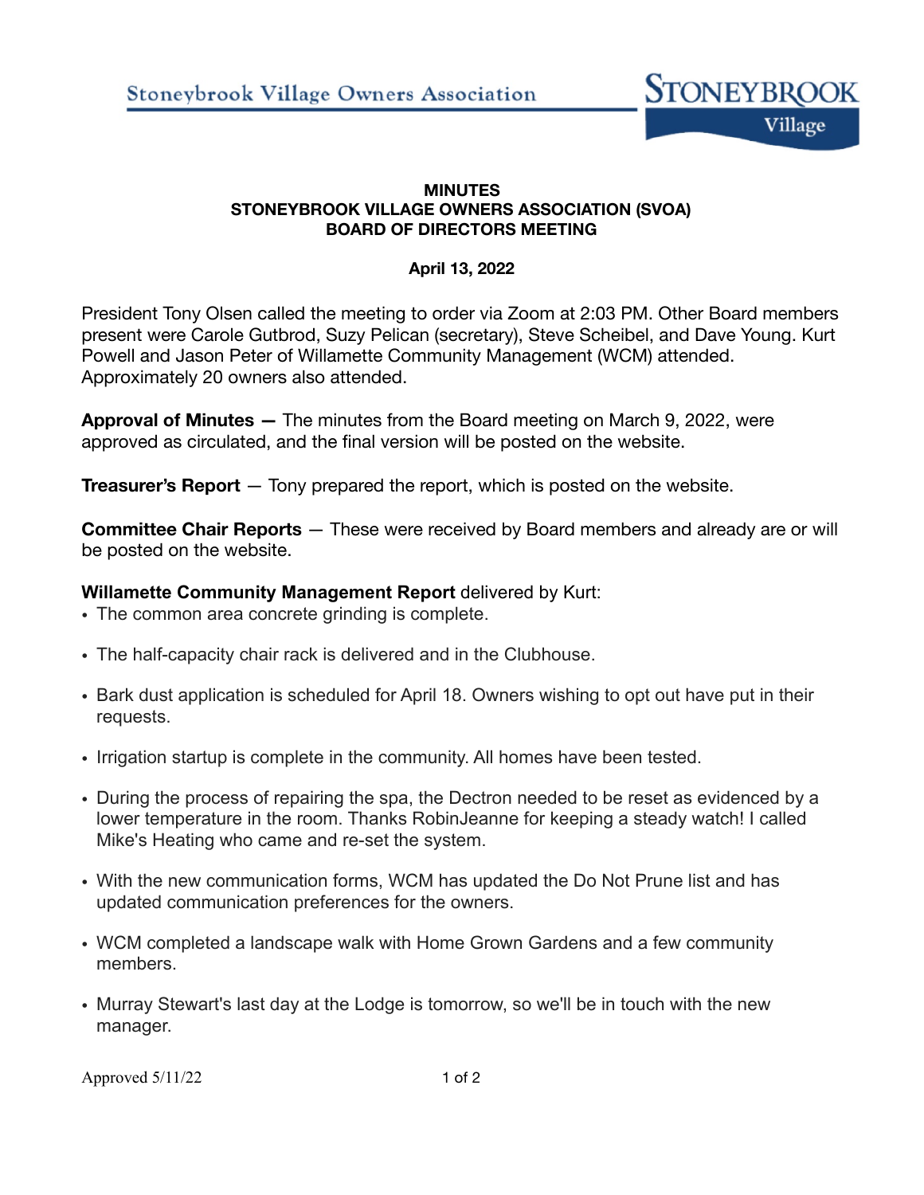**MINUTES**
**STONEYBROOK VILLAGE OWNERS ASSOCIATION (SVOA)**
**BOARD OF DIRECTORS MEETING**

**April 13, 2022**

President Tony Olsen called the meeting to order via Zoom at 2:03 PM. Other Board members present were Carole Gutbrod, Suzy Pelican (secretary), Steve Scheibel, and Dave Young. Kurt Powell and Jason Peter of Willamette Community Management (WCM) attended. Approximately 20 owners also attended.

**Approval of Minutes —** The minutes from the Board meeting on March 9, 2022, were approved as circulated, and the final version will be posted on the website.

**Treasurer's Report** — Tony prepared the report, which is posted on the website.

**Committee Chair Reports** — These were received by Board members and already are or will be posted on the website.

**Willamette Community Management Report** delivered by Kurt:

- The common area concrete grinding is complete.
- The half-capacity chair rack is delivered and in the Clubhouse.
- Bark dust application is scheduled for April 18. Owners wishing to opt out have put in their requests.
- Irrigation startup is complete in the community. All homes have been tested.
- During the process of repairing the spa, the Dectron needed to be reset as evidenced by a lower temperature in the room. Thanks RobinJeanne for keeping a steady watch! I called Mike's Heating who came and re-set the system.
- With the new communication forms, WCM has updated the Do Not Prune list and has updated communication preferences for the owners.
- WCM completed a landscape walk with Home Grown Gardens and a few community members.
- Murray Stewart's last day at the Lodge is tomorrow, so we'll be in touch with the new manager.

Approved 5/11/22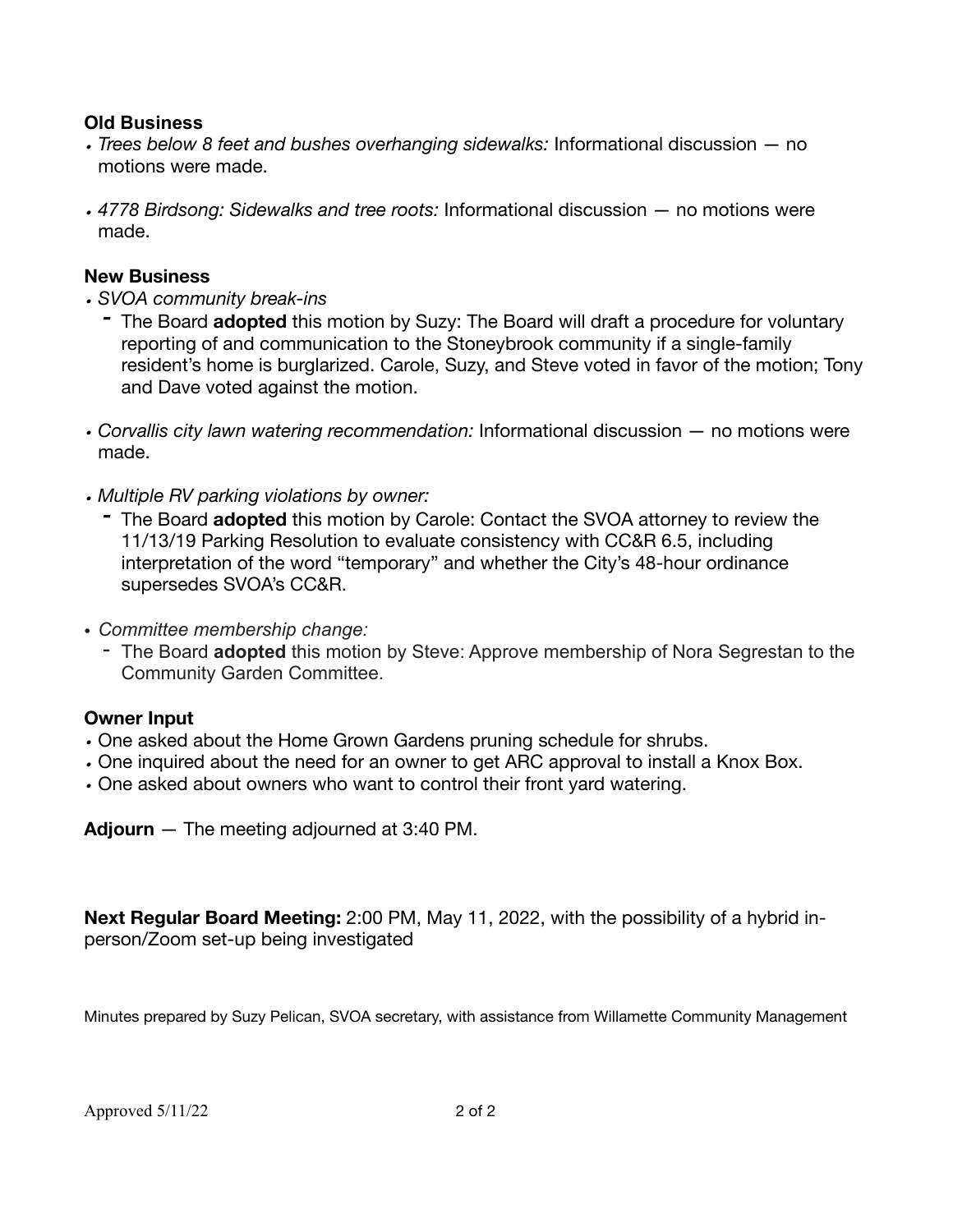**Old Business**

- *Trees below 8 feet and bushes overhanging sidewalks:* Informational discussion — no motions were made.

- *4778 Birdsong: Sidewalks and tree roots:* Informational discussion — no motions were made.

**New Business**

- *SVOA community break-ins*
  - The Board **adopted** this motion by Suzy: The Board will draft a procedure for voluntary reporting of and communication to the Stoneybrook community if a single-family resident's home is burglarized. Carole, Suzy, and Steve voted in favor of the motion; Tony and Dave voted against the motion.

- *Corvallis city lawn watering recommendation:* Informational discussion — no motions were made.

- *Multiple RV parking violations by owner:*
  - The Board **adopted** this motion by Carole: Contact the SVOA attorney to review the 11/13/19 Parking Resolution to evaluate consistency with CC&R 6.5, including interpretation of the word "temporary" and whether the City's 48-hour ordinance supersedes SVOA's CC&R.

- *Committee membership change:*
  - The Board **adopted** this motion by Steve: Approve membership of Nora Segrestan to the Community Garden Committee.

**Owner Input**

- One asked about the Home Grown Gardens pruning schedule for shrubs.
- One inquired about the need for an owner to get ARC approval to install a Knox Box.
- One asked about owners who want to control their front yard watering.

**Adjourn** — The meeting adjourned at 3:40 PM.

**Next Regular Board Meeting:** 2:00 PM, May 11, 2022, with the possibility of a hybrid in-person/Zoom set-up being investigated

Minutes prepared by Suzy Pelican, SVOA secretary, with assistance from Willamette Community Management

Approved 5/11/22